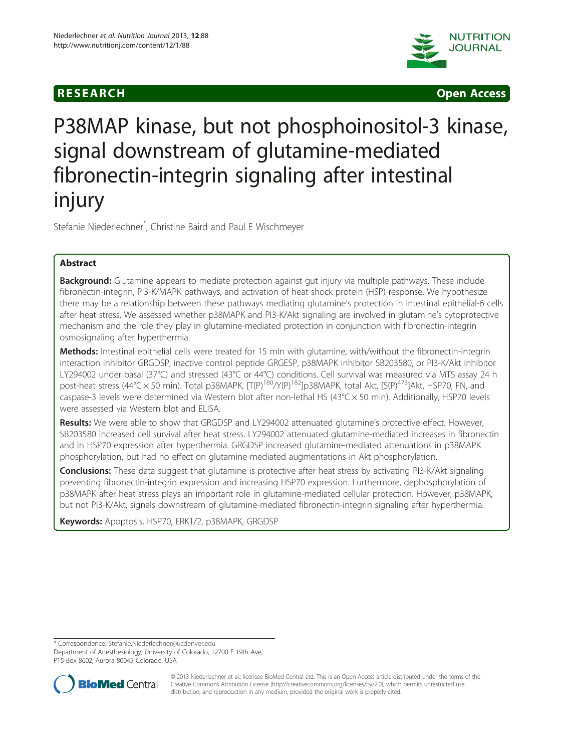RESEARCH **Open Access**

# P38MAP kinase, but not phosphoinositol-3 kinase, signal downstream of glutamine-mediated fibronectin-integrin signaling after intestinal injury

Stefanie Niederlechner*, Christine Baird and Paul E Wischmeyer

## Abstract

**Background:** Glutamine appears to mediate protection against gut injury via multiple pathways. These include fibronectin-integrin, PI3-K/MAPK pathways, and activation of heat shock protein (HSP) response. We hypothesize there may be a relationship between these pathways mediating glutamine's protection in intestinal epithelial-6 cells after heat stress. We assessed whether p38MAPK and PI3-K/Akt signaling are involved in glutamine's cytoprotective mechanism and the role they play in glutamine-mediated protection in conjunction with fibronectin-integrin osmosignaling after hyperthermia.

**Methods:** Intestinal epithelial cells were treated for 15 min with glutamine, with/without the fibronectin-integrin interaction inhibitor GRGDSP, inactive control peptide GRGESP, p38MAPK inhibitor SB203580, or PI3-K/Akt inhibitor LY294002 under basal (37°C) and stressed (43°C or 44°C) conditions. Cell survival was measured via MTS assay 24 h post-heat stress (44°C × 50 min). Total p38MAPK, [T(P)$^{180}$/Y(P)$^{182}$]p38MAPK, total Akt, [S(P)$^{473}$]Akt, HSP70, FN, and caspase-3 levels were determined via Western blot after non-lethal HS (43°C × 50 min). Additionally, HSP70 levels were assessed via Western blot and ELISA.

**Results:** We were able to show that GRGDSP and LY294002 attenuated glutamine's protective effect. However, SB203580 increased cell survival after heat stress. LY294002 attenuated glutamine-mediated increases in fibronectin and in HSP70 expression after hyperthermia. GRGDSP increased glutamine-mediated attenuations in p38MAPK phosphorylation, but had no effect on glutamine-mediated augmentations in Akt phosphorylation.

**Conclusions:** These data suggest that glutamine is protective after heat stress by activating PI3-K/Akt signaling preventing fibronectin-integrin expression and increasing HSP70 expression. Furthermore, dephosphorylation of p38MAPK after heat stress plays an important role in glutamine-mediated cellular protection. However, p38MAPK, but not PI3-K/Akt, signals downstream of glutamine-mediated fibronectin-integrin signaling after hyperthermia.

**Keywords:** Apoptosis, HSP70, ERK1/2, p38MAPK, GRGDSP

---

* Correspondence: Stefanie.Niederlechner@ucdenver.edu
Department of Anesthesiology, University of Colorado, 12700 E 19th Ave, P15-Box 8602, Aurora 80045 Colorado, USA

© 2013 Niederlechner et al.; licensee BioMed Central Ltd. This is an Open Access article distributed under the terms of the Creative Commons Attribution License (http://creativecommons.org/licenses/by/2.0), which permits unrestricted use, distribution, and reproduction in any medium, provided the original work is properly cited.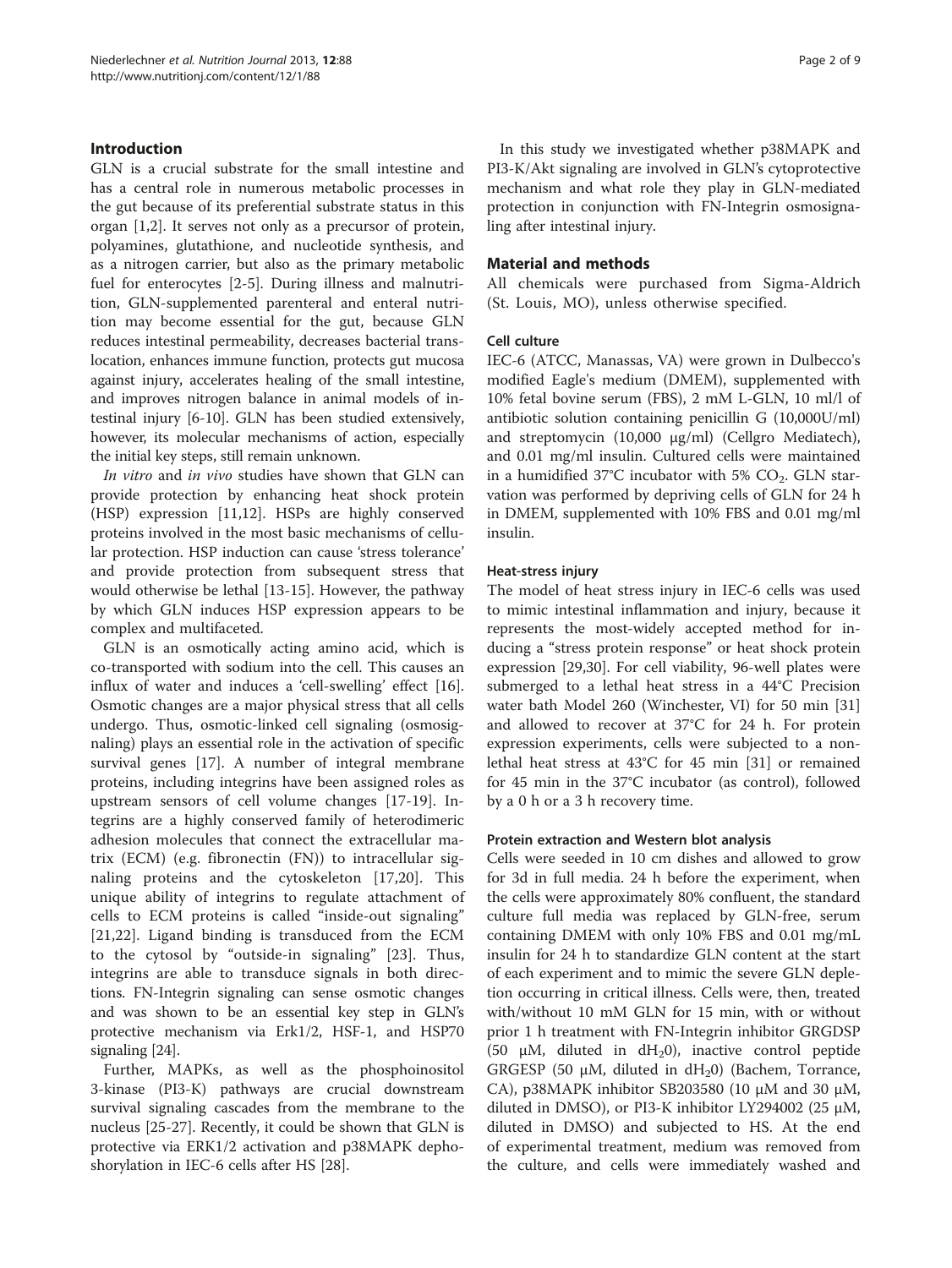## Introduction

GLN is a crucial substrate for the small intestine and has a central role in numerous metabolic processes in the gut because of its preferential substrate status in this organ [1,2]. It serves not only as a precursor of protein, polyamines, glutathione, and nucleotide synthesis, and as a nitrogen carrier, but also as the primary metabolic fuel for enterocytes [2-5]. During illness and malnutrition, GLN-supplemented parenteral and enteral nutrition may become essential for the gut, because GLN reduces intestinal permeability, decreases bacterial translocation, enhances immune function, protects gut mucosa against injury, accelerates healing of the small intestine, and improves nitrogen balance in animal models of intestinal injury [6-10]. GLN has been studied extensively, however, its molecular mechanisms of action, especially the initial key steps, still remain unknown.

*In vitro* and *in vivo* studies have shown that GLN can provide protection by enhancing heat shock protein (HSP) expression [11,12]. HSPs are highly conserved proteins involved in the most basic mechanisms of cellular protection. HSP induction can cause 'stress tolerance' and provide protection from subsequent stress that would otherwise be lethal [13-15]. However, the pathway by which GLN induces HSP expression appears to be complex and multifaceted.

GLN is an osmotically acting amino acid, which is co-transported with sodium into the cell. This causes an influx of water and induces a 'cell-swelling' effect [16]. Osmotic changes are a major physical stress that all cells undergo. Thus, osmotic-linked cell signaling (osmosignaling) plays an essential role in the activation of specific survival genes [17]. A number of integral membrane proteins, including integrins have been assigned roles as upstream sensors of cell volume changes [17-19]. Integrins are a highly conserved family of heterodimeric adhesion molecules that connect the extracellular matrix (ECM) (e.g. fibronectin (FN)) to intracellular signaling proteins and the cytoskeleton [17,20]. This unique ability of integrins to regulate attachment of cells to ECM proteins is called "inside-out signaling" [21,22]. Ligand binding is transduced from the ECM to the cytosol by "outside-in signaling" [23]. Thus, integrins are able to transduce signals in both directions. FN-Integrin signaling can sense osmotic changes and was shown to be an essential key step in GLN's protective mechanism via Erk1/2, HSF-1, and HSP70 signaling [24].

Further, MAPKs, as well as the phosphoinositol 3-kinase (PI3-K) pathways are crucial downstream survival signaling cascades from the membrane to the nucleus [25-27]. Recently, it could be shown that GLN is protective via ERK1/2 activation and p38MAPK dephoshorylation in IEC-6 cells after HS [28].

In this study we investigated whether p38MAPK and PI3-K/Akt signaling are involved in GLN's cytoprotective mechanism and what role they play in GLN-mediated protection in conjunction with FN-Integrin osmosignaling after intestinal injury.

## Material and methods

All chemicals were purchased from Sigma-Aldrich (St. Louis, MO), unless otherwise specified.

### Cell culture

IEC-6 (ATCC, Manassas, VA) were grown in Dulbecco's modified Eagle's medium (DMEM), supplemented with 10% fetal bovine serum (FBS), 2 mM L-GLN, 10 ml/l of antibiotic solution containing penicillin G (10,000U/ml) and streptomycin (10,000 μg/ml) (Cellgro Mediatech), and 0.01 mg/ml insulin. Cultured cells were maintained in a humidified 37°C incubator with 5% $CO_2$. GLN starvation was performed by depriving cells of GLN for 24 h in DMEM, supplemented with 10% FBS and 0.01 mg/ml insulin.

### Heat-stress injury

The model of heat stress injury in IEC-6 cells was used to mimic intestinal inflammation and injury, because it represents the most-widely accepted method for inducing a "stress protein response" or heat shock protein expression [29,30]. For cell viability, 96-well plates were submerged to a lethal heat stress in a 44°C Precision water bath Model 260 (Winchester, VI) for 50 min [31] and allowed to recover at 37°C for 24 h. For protein expression experiments, cells were subjected to a nonlethal heat stress at 43°C for 45 min [31] or remained for 45 min in the 37°C incubator (as control), followed by a 0 h or a 3 h recovery time.

### Protein extraction and Western blot analysis

Cells were seeded in 10 cm dishes and allowed to grow for 3d in full media. 24 h before the experiment, when the cells were approximately 80% confluent, the standard culture full media was replaced by GLN-free, serum containing DMEM with only 10% FBS and 0.01 mg/mL insulin for 24 h to standardize GLN content at the start of each experiment and to mimic the severe GLN depletion occurring in critical illness. Cells were, then, treated with/without 10 mM GLN for 15 min, with or without prior 1 h treatment with FN-Integrin inhibitor GRGDSP (50 μM, diluted in $dH_20$), inactive control peptide GRGESP (50 μM, diluted in $dH_20$) (Bachem, Torrance, CA), p38MAPK inhibitor SB203580 (10 μM and 30 μM, diluted in DMSO), or PI3-K inhibitor LY294002 (25 μM, diluted in DMSO) and subjected to HS. At the end of experimental treatment, medium was removed from the culture, and cells were immediately washed and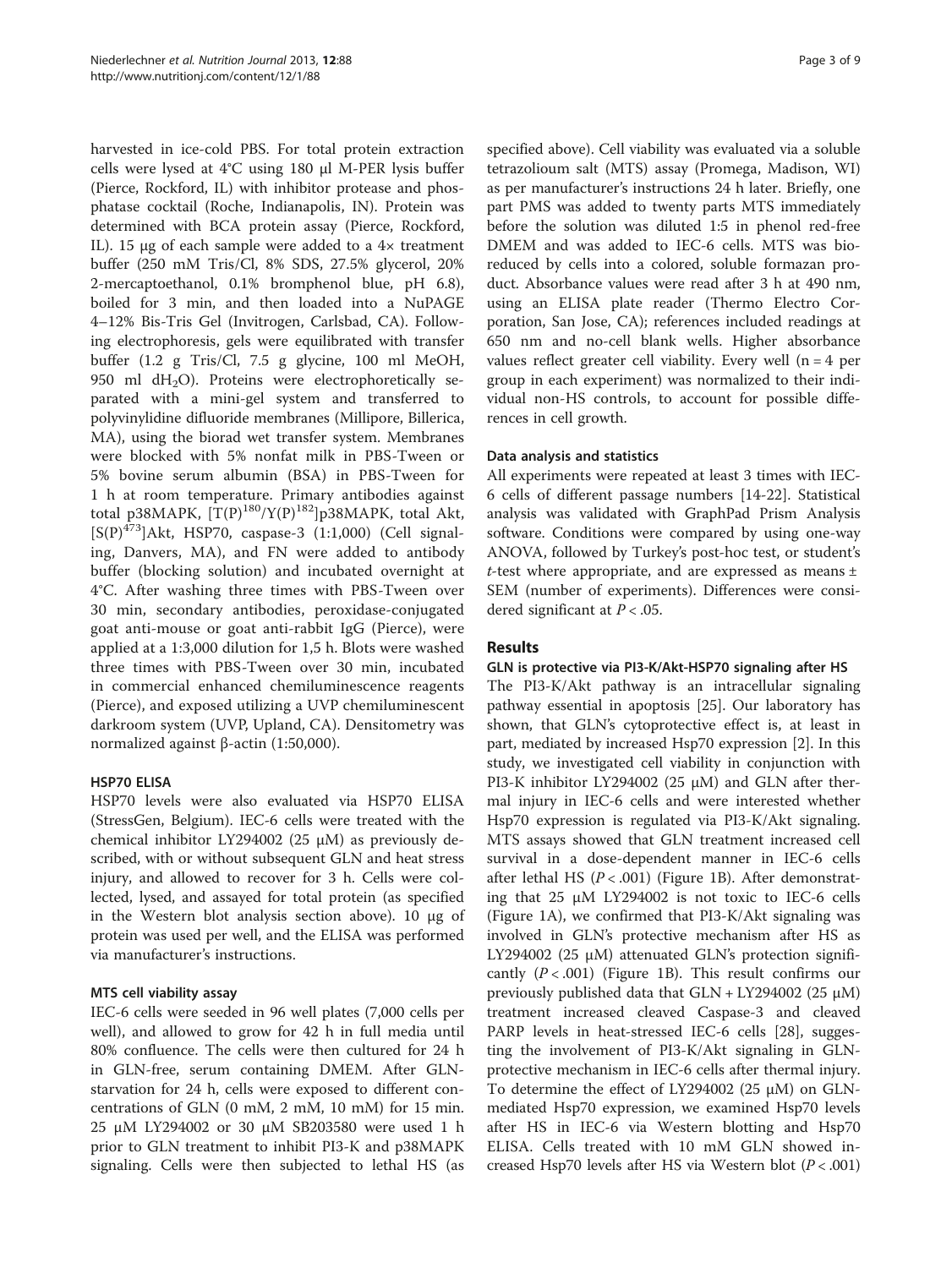harvested in ice-cold PBS. For total protein extraction cells were lysed at 4°C using 180 μl M-PER lysis buffer (Pierce, Rockford, IL) with inhibitor protease and phosphatase cocktail (Roche, Indianapolis, IN). Protein was determined with BCA protein assay (Pierce, Rockford, IL). 15 μg of each sample were added to a 4× treatment buffer (250 mM Tris/Cl, 8% SDS, 27.5% glycerol, 20% 2-mercaptoethanol, 0.1% bromphenol blue, pH 6.8), boiled for 3 min, and then loaded into a NuPAGE 4–12% Bis-Tris Gel (Invitrogen, Carlsbad, CA). Following electrophoresis, gels were equilibrated with transfer buffer (1.2 g Tris/Cl, 7.5 g glycine, 100 ml MeOH, 950 ml $dH_2O$). Proteins were electrophoretically separated with a mini-gel system and transferred to polyvinylidine difluoride membranes (Millipore, Billerica, MA), using the biorad wet transfer system. Membranes were blocked with 5% nonfat milk in PBS-Tween or 5% bovine serum albumin (BSA) in PBS-Tween for 1 h at room temperature. Primary antibodies against total p38MAPK, $[T(P)^{180}/Y(P)^{182}]$p38MAPK, total Akt, $[S(P)^{473}]$Akt, HSP70, caspase-3 (1:1,000) (Cell signaling, Danvers, MA), and FN were added to antibody buffer (blocking solution) and incubated overnight at 4°C. After washing three times with PBS-Tween over 30 min, secondary antibodies, peroxidase-conjugated goat anti-mouse or goat anti-rabbit IgG (Pierce), were applied at a 1:3,000 dilution for 1,5 h. Blots were washed three times with PBS-Tween over 30 min, incubated in commercial enhanced chemiluminescence reagents (Pierce), and exposed utilizing a UVP chemiluminescent darkroom system (UVP, Upland, CA). Densitometry was normalized against β-actin (1:50,000).

### HSP70 ELISA

HSP70 levels were also evaluated via HSP70 ELISA (StressGen, Belgium). IEC-6 cells were treated with the chemical inhibitor LY294002 (25 μM) as previously described, with or without subsequent GLN and heat stress injury, and allowed to recover for 3 h. Cells were collected, lysed, and assayed for total protein (as specified in the Western blot analysis section above). 10 μg of protein was used per well, and the ELISA was performed via manufacturer's instructions.

### MTS cell viability assay

IEC-6 cells were seeded in 96 well plates (7,000 cells per well), and allowed to grow for 42 h in full media until 80% confluence. The cells were then cultured for 24 h in GLN-free, serum containing DMEM. After GLN-starvation for 24 h, cells were exposed to different concentrations of GLN (0 mM, 2 mM, 10 mM) for 15 min. 25 μM LY294002 or 30 μM SB203580 were used 1 h prior to GLN treatment to inhibit PI3-K and p38MAPK signaling. Cells were then subjected to lethal HS (as specified above). Cell viability was evaluated via a soluble tetrazolioum salt (MTS) assay (Promega, Madison, WI) as per manufacturer's instructions 24 h later. Briefly, one part PMS was added to twenty parts MTS immediately before the solution was diluted 1:5 in phenol red-free DMEM and was added to IEC-6 cells. MTS was bioreduced by cells into a colored, soluble formazan product. Absorbance values were read after 3 h at 490 nm, using an ELISA plate reader (Thermo Electro Corporation, San Jose, CA); references included readings at 650 nm and no-cell blank wells. Higher absorbance values reflect greater cell viability. Every well ($n = 4$ per group in each experiment) was normalized to their individual non-HS controls, to account for possible differences in cell growth.

### Data analysis and statistics

All experiments were repeated at least 3 times with IEC-6 cells of different passage numbers [14-22]. Statistical analysis was validated with GraphPad Prism Analysis software. Conditions were compared by using one-way ANOVA, followed by Turkey's post-hoc test, or student's *t*-test where appropriate, and are expressed as means ± SEM (number of experiments). Differences were considered significant at $P < .05$.

## Results

### GLN is protective via PI3-K/Akt-HSP70 signaling after HS

The PI3-K/Akt pathway is an intracellular signaling pathway essential in apoptosis [25]. Our laboratory has shown, that GLN's cytoprotective effect is, at least in part, mediated by increased Hsp70 expression [2]. In this study, we investigated cell viability in conjunction with PI3-K inhibitor LY294002 (25 μM) and GLN after thermal injury in IEC-6 cells and were interested whether Hsp70 expression is regulated via PI3-K/Akt signaling. MTS assays showed that GLN treatment increased cell survival in a dose-dependent manner in IEC-6 cells after lethal HS ($P < .001$) (Figure 1B). After demonstrating that 25 μM LY294002 is not toxic to IEC-6 cells (Figure 1A), we confirmed that PI3-K/Akt signaling was involved in GLN's protective mechanism after HS as LY294002 (25 μM) attenuated GLN's protection significantly ($P < .001$) (Figure 1B). This result confirms our previously published data that GLN + LY294002 (25 μM) treatment increased cleaved Caspase-3 and cleaved PARP levels in heat-stressed IEC-6 cells [28], suggesting the involvement of PI3-K/Akt signaling in GLN-protective mechanism in IEC-6 cells after thermal injury. To determine the effect of LY294002 (25 μM) on GLN-mediated Hsp70 expression, we examined Hsp70 levels after HS in IEC-6 via Western blotting and Hsp70 ELISA. Cells treated with 10 mM GLN showed increased Hsp70 levels after HS via Western blot ($P < .001$)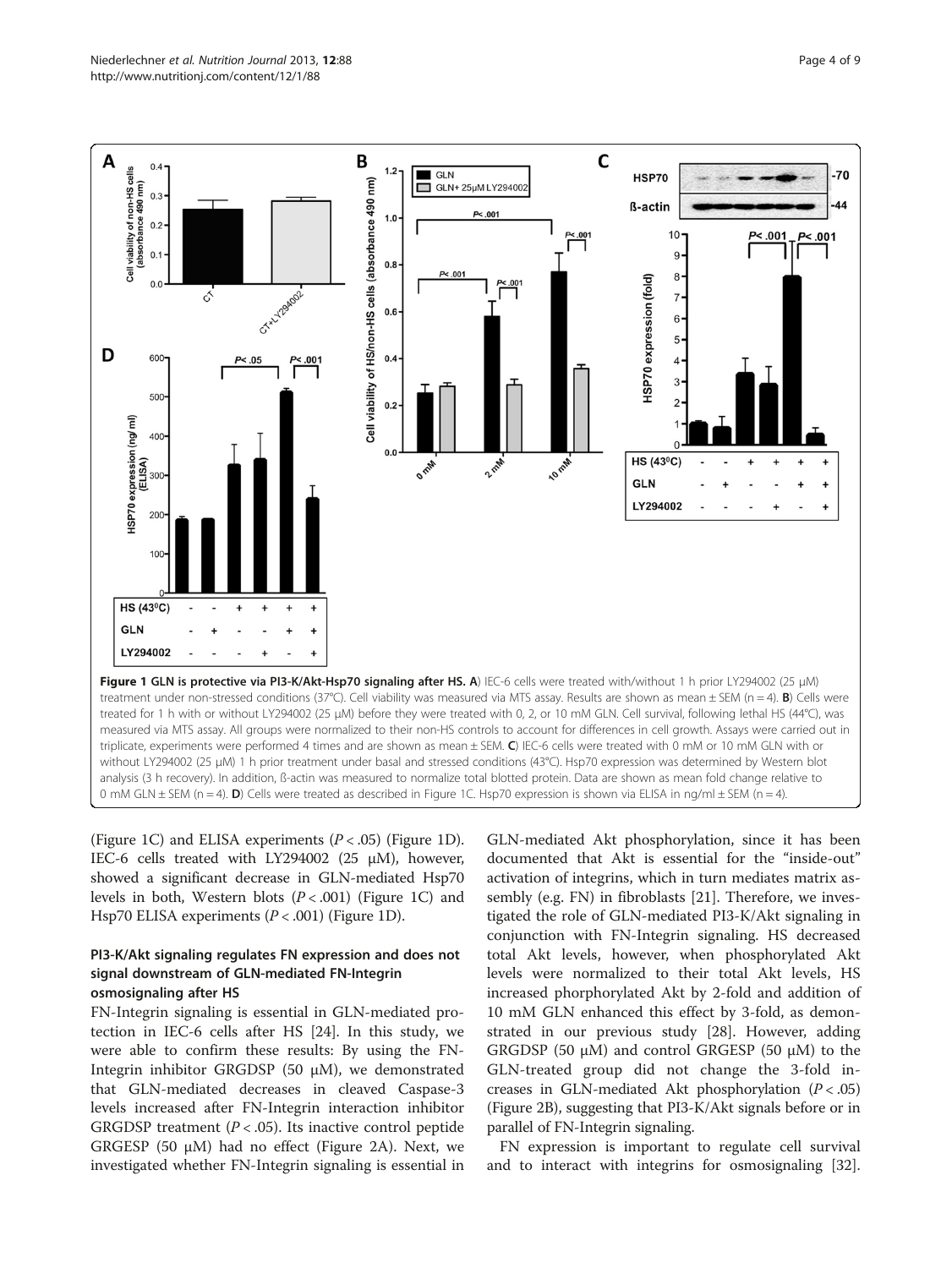**Figure 1 GLN is protective via PI3-K/Akt-Hsp70 signaling after HS. A**) IEC-6 cells were treated with/without 1 h prior LY294002 (25 μM) treatment under non-stressed conditions (37°C). Cell viability was measured via MTS assay. Results are shown as mean ± SEM (n = 4). **B**) Cells were treated for 1 h with or without LY294002 (25 μM) before they were treated with 0, 2, or 10 mM GLN. Cell survival, following lethal HS (44°C), was measured via MTS assay. All groups were normalized to their non-HS controls to account for differences in cell growth. Assays were carried out in triplicate, experiments were performed 4 times and are shown as mean ± SEM. **C**) IEC-6 cells were treated with 0 mM or 10 mM GLN with or without LY294002 (25 μM) 1 h prior treatment under basal and stressed conditions (43°C). Hsp70 expression was determined by Western blot analysis (3 h recovery). In addition, ß-actin was measured to normalize total blotted protein. Data are shown as mean fold change relative to 0 mM GLN ± SEM (n = 4). **D**) Cells were treated as described in Figure 1C. Hsp70 expression is shown via ELISA in ng/ml ± SEM (n = 4).

(Figure 1C) and ELISA experiments (*P* < .05) (Figure 1D). IEC-6 cells treated with LY294002 (25 μM), however, showed a significant decrease in GLN-mediated Hsp70 levels in both, Western blots (*P* < .001) (Figure 1C) and Hsp70 ELISA experiments (*P* < .001) (Figure 1D).

### PI3-K/Akt signaling regulates FN expression and does not signal downstream of GLN-mediated FN-Integrin osmosignaling after HS

FN-Integrin signaling is essential in GLN-mediated protection in IEC-6 cells after HS [24]. In this study, we were able to confirm these results: By using the FN-Integrin inhibitor GRGDSP (50 μM), we demonstrated that GLN-mediated decreases in cleaved Caspase-3 levels increased after FN-Integrin interaction inhibitor GRGDSP treatment (*P* < .05). Its inactive control peptide GRGESP (50 μM) had no effect (Figure 2A). Next, we investigated whether FN-Integrin signaling is essential in GLN-mediated Akt phosphorylation, since it has been documented that Akt is essential for the "inside-out" activation of integrins, which in turn mediates matrix assembly (e.g. FN) in fibroblasts [21]. Therefore, we investigated the role of GLN-mediated PI3-K/Akt signaling in conjunction with FN-Integrin signaling. HS decreased total Akt levels, however, when phosphorylated Akt levels were normalized to their total Akt levels, HS increased phorphorylated Akt by 2-fold and addition of 10 mM GLN enhanced this effect by 3-fold, as demonstrated in our previous study [28]. However, adding GRGDSP (50 μM) and control GRGESP (50 μM) to the GLN-treated group did not change the 3-fold increases in GLN-mediated Akt phosphorylation (*P* < .05) (Figure 2B), suggesting that PI3-K/Akt signals before or in parallel of FN-Integrin signaling.

FN expression is important to regulate cell survival and to interact with integrins for osmosignaling [32].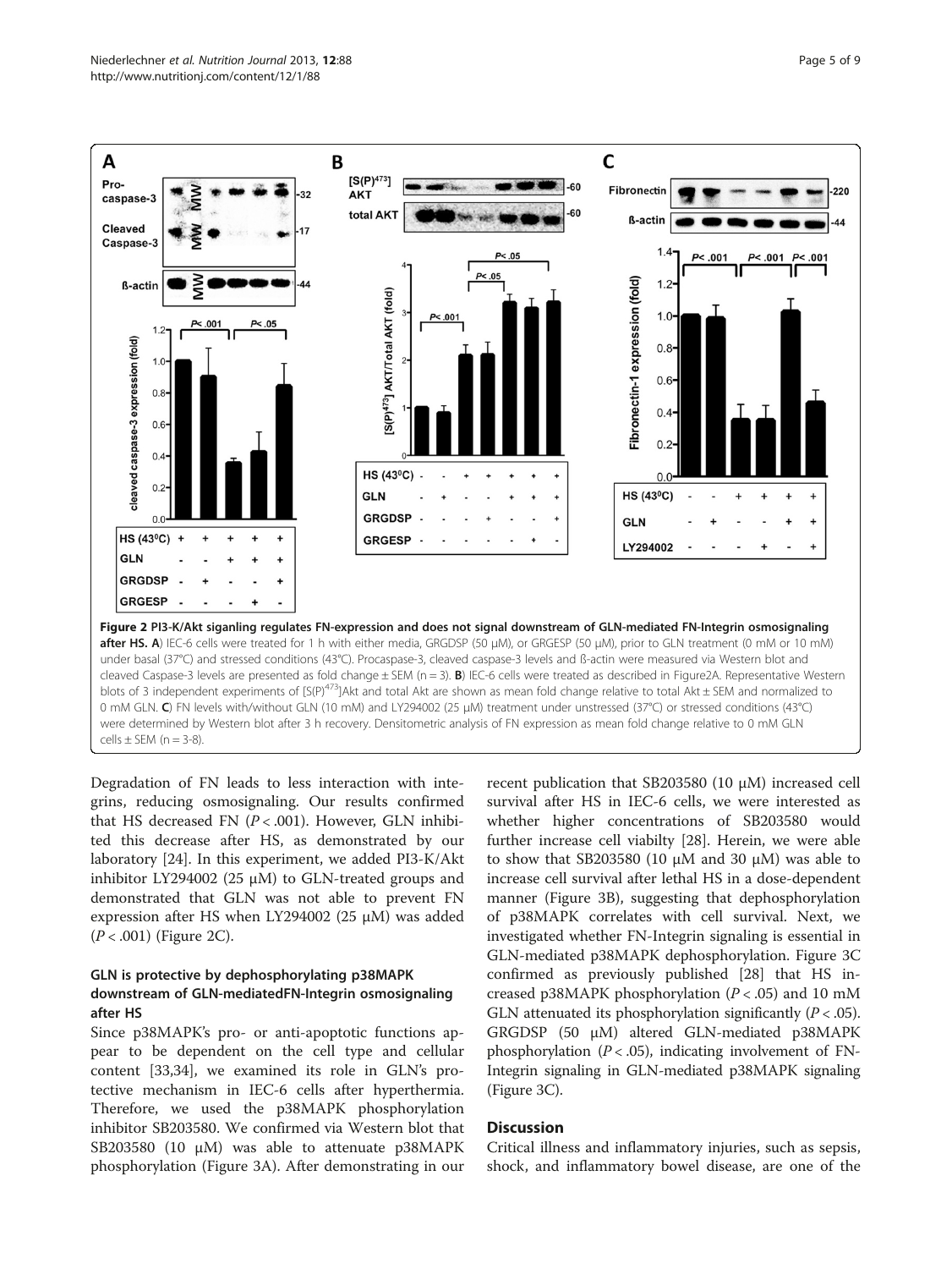**Figure 2 PI3-K/Akt siganling regulates FN-expression and does not signal downstream of GLN-mediated FN-Integrin osmosignaling after HS. A**) IEC-6 cells were treated for 1 h with either media, GRGDSP (50 μM), or GRGESP (50 μM), prior to GLN treatment (0 mM or 10 mM) under basal (37°C) and stressed conditions (43°C). Procaspase-3, cleaved caspase-3 levels and ß-actin were measured via Western blot and cleaved Caspase-3 levels are presented as fold change ± SEM (n = 3). **B**) IEC-6 cells were treated as described in Figure2A. Representative Western blots of 3 independent experiments of [S(P)[473]]Akt and total Akt are shown as mean fold change relative to total Akt ± SEM and normalized to 0 mM GLN. **C**) FN levels with/without GLN (10 mM) and LY294002 (25 μM) treatment under unstressed (37°C) or stressed conditions (43°C) were determined by Western blot after 3 h recovery. Densitometric analysis of FN expression as mean fold change relative to 0 mM GLN cells ± SEM (n = 3-8).

Degradation of FN leads to less interaction with integrins, reducing osmosignaling. Our results confirmed that HS decreased FN ($P < .001$). However, GLN inhibited this decrease after HS, as demonstrated by our laboratory [24]. In this experiment, we added PI3-K/Akt inhibitor LY294002 (25 μM) to GLN-treated groups and demonstrated that GLN was not able to prevent FN expression after HS when LY294002 (25 μM) was added ($P < .001$) (Figure 2C).

### GLN is protective by dephosphorylating p38MAPK downstream of GLN-mediatedFN-Integrin osmosignaling after HS

Since p38MAPK's pro- or anti-apoptotic functions appear to be dependent on the cell type and cellular content [33,34], we examined its role in GLN's protective mechanism in IEC-6 cells after hyperthermia. Therefore, we used the p38MAPK phosphorylation inhibitor SB203580. We confirmed via Western blot that SB203580 (10 μM) was able to attenuate p38MAPK phosphorylation (Figure 3A). After demonstrating in our recent publication that SB203580 (10 μM) increased cell survival after HS in IEC-6 cells, we were interested as whether higher concentrations of SB203580 would further increase cell viabilty [28]. Herein, we were able to show that SB203580 (10 μM and 30 μM) was able to increase cell survival after lethal HS in a dose-dependent manner (Figure 3B), suggesting that dephosphorylation of p38MAPK correlates with cell survival. Next, we investigated whether FN-Integrin signaling is essential in GLN-mediated p38MAPK dephosphorylation. Figure 3C confirmed as previously published [28] that HS increased p38MAPK phosphorylation ($P < .05$) and 10 mM GLN attenuated its phosphorylation significantly ($P < .05$). GRGDSP (50 μM) altered GLN-mediated p38MAPK phosphorylation ($P < .05$), indicating involvement of FN-Integrin signaling in GLN-mediated p38MAPK signaling (Figure 3C).

## Discussion

Critical illness and inflammatory injuries, such as sepsis, shock, and inflammatory bowel disease, are one of the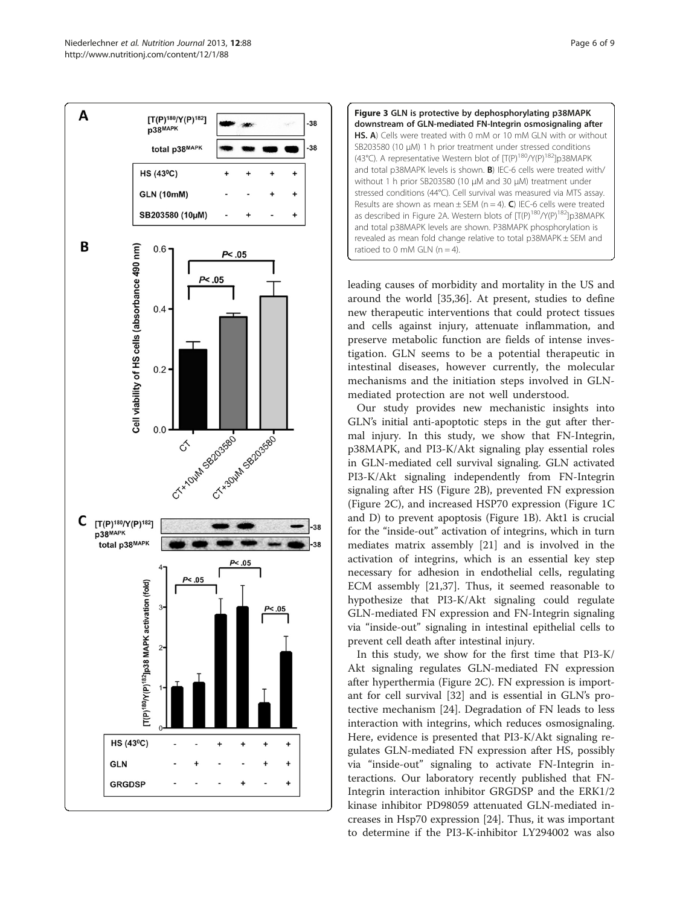**Figure 3 GLN is protective by dephosphorylating p38MAPK downstream of GLN-mediated FN-Integrin osmosignaling after HS. A**) Cells were treated with 0 mM or 10 mM GLN with or without SB203580 (10 μM) 1 h prior treatment under stressed conditions (43°C). A representative Western blot of $[T(P)^{180}/Y(P)^{182}]$p38MAPK and total p38MAPK levels is shown. **B**) IEC-6 cells were treated with/without 1 h prior SB203580 (10 μM and 30 μM) treatment under stressed conditions (44°C). Cell survival was measured via MTS assay. Results are shown as mean ± SEM (n = 4). **C**) IEC-6 cells were treated as described in Figure 2A. Western blots of $[T(P)^{180}/Y(P)^{182}]$p38MAPK and total p38MAPK levels are shown. P38MAPK phosphorylation is revealed as mean fold change relative to total p38MAPK ± SEM and ratioed to 0 mM GLN (n = 4).

leading causes of morbidity and mortality in the US and around the world [35,36]. At present, studies to define new therapeutic interventions that could protect tissues and cells against injury, attenuate inflammation, and preserve metabolic function are fields of intense investigation. GLN seems to be a potential therapeutic in intestinal diseases, however currently, the molecular mechanisms and the initiation steps involved in GLN-mediated protection are not well understood.

Our study provides new mechanistic insights into GLN's initial anti-apoptotic steps in the gut after thermal injury. In this study, we show that FN-Integrin, p38MAPK, and PI3-K/Akt signaling play essential roles in GLN-mediated cell survival signaling. GLN activated PI3-K/Akt signaling independently from FN-Integrin signaling after HS (Figure 2B), prevented FN expression (Figure 2C), and increased HSP70 expression (Figure 1C and D) to prevent apoptosis (Figure 1B). Akt1 is crucial for the "inside-out" activation of integrins, which in turn mediates matrix assembly [21] and is involved in the activation of integrins, which is an essential key step necessary for adhesion in endothelial cells, regulating ECM assembly [21,37]. Thus, it seemed reasonable to hypothesize that PI3-K/Akt signaling could regulate GLN-mediated FN expression and FN-Integrin signaling via "inside-out" signaling in intestinal epithelial cells to prevent cell death after intestinal injury.

In this study, we show for the first time that PI3-K/Akt signaling regulates GLN-mediated FN expression after hyperthermia (Figure 2C). FN expression is important for cell survival [32] and is essential in GLN's protective mechanism [24]. Degradation of FN leads to less interaction with integrins, which reduces osmosignaling. Here, evidence is presented that PI3-K/Akt signaling regulates GLN-mediated FN expression after HS, possibly via "inside-out" signaling to activate FN-Integrin interactions. Our laboratory recently published that FN-Integrin interaction inhibitor GRGDSP and the ERK1/2 kinase inhibitor PD98059 attenuated GLN-mediated increases in Hsp70 expression [24]. Thus, it was important to determine if the PI3-K-inhibitor LY294002 was also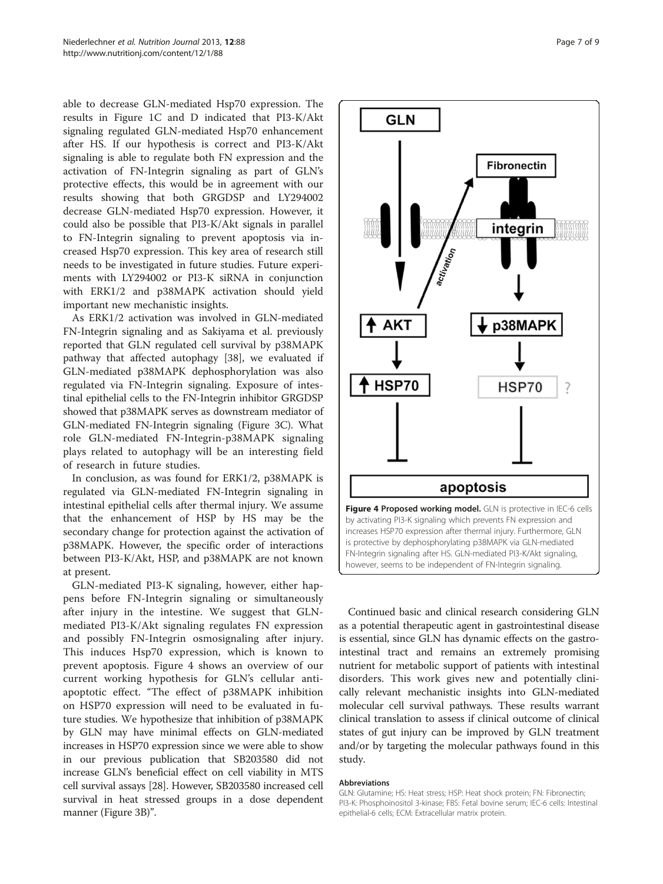able to decrease GLN-mediated Hsp70 expression. The results in Figure 1C and D indicated that PI3-K/Akt signaling regulated GLN-mediated Hsp70 enhancement after HS. If our hypothesis is correct and PI3-K/Akt signaling is able to regulate both FN expression and the activation of FN-Integrin signaling as part of GLN's protective effects, this would be in agreement with our results showing that both GRGDSP and LY294002 decrease GLN-mediated Hsp70 expression. However, it could also be possible that PI3-K/Akt signals in parallel to FN-Integrin signaling to prevent apoptosis via increased Hsp70 expression. This key area of research still needs to be investigated in future studies. Future experiments with LY294002 or PI3-K siRNA in conjunction with ERK1/2 and p38MAPK activation should yield important new mechanistic insights.

As ERK1/2 activation was involved in GLN-mediated FN-Integrin signaling and as Sakiyama et al. previously reported that GLN regulated cell survival by p38MAPK pathway that affected autophagy [38], we evaluated if GLN-mediated p38MAPK dephosphorylation was also regulated via FN-Integrin signaling. Exposure of intestinal epithelial cells to the FN-Integrin inhibitor GRGDSP showed that p38MAPK serves as downstream mediator of GLN-mediated FN-Integrin signaling (Figure 3C). What role GLN-mediated FN-Integrin-p38MAPK signaling plays related to autophagy will be an interesting field of research in future studies.

In conclusion, as was found for ERK1/2, p38MAPK is regulated via GLN-mediated FN-Integrin signaling in intestinal epithelial cells after thermal injury. We assume that the enhancement of HSP by HS may be the secondary change for protection against the activation of p38MAPK. However, the specific order of interactions between PI3-K/Akt, HSP, and p38MAPK are not known at present.

GLN-mediated PI3-K signaling, however, either happens before FN-Integrin signaling or simultaneously after injury in the intestine. We suggest that GLN-mediated PI3-K/Akt signaling regulates FN expression and possibly FN-Integrin osmosignaling after injury. This induces Hsp70 expression, which is known to prevent apoptosis. Figure 4 shows an overview of our current working hypothesis for GLN's cellular anti-apoptotic effect. "The effect of p38MAPK inhibition on HSP70 expression will need to be evaluated in future studies. We hypothesize that inhibition of p38MAPK by GLN may have minimal effects on GLN-mediated increases in HSP70 expression since we were able to show in our previous publication that SB203580 did not increase GLN's beneficial effect on cell viability in MTS cell survival assays [28]. However, SB203580 increased cell survival in heat stressed groups in a dose dependent manner (Figure 3B)".

**Figure 4 Proposed working model.** GLN is protective in IEC-6 cells by activating PI3-K signaling which prevents FN expression and increases HSP70 expression after thermal injury. Furthermore, GLN is protective by dephosphorylating p38MAPK via GLN-mediated FN-Integrin signaling after HS. GLN-mediated PI3-K/Akt signaling, however, seems to be independent of FN-Integrin signaling.

Continued basic and clinical research considering GLN as a potential therapeutic agent in gastrointestinal disease is essential, since GLN has dynamic effects on the gastrointestinal tract and remains an extremely promising nutrient for metabolic support of patients with intestinal disorders. This work gives new and potentially clinically relevant mechanistic insights into GLN-mediated molecular cell survival pathways. These results warrant clinical translation to assess if clinical outcome of clinical states of gut injury can be improved by GLN treatment and/or by targeting the molecular pathways found in this study.

#### Abbreviations

GLN: Glutamine; HS: Heat stress; HSP: Heat shock protein; FN: Fibronectin; PI3-K: Phosphoinositol 3-kinase; FBS: Fetal bovine serum; IEC-6 cells: Intestinal epithelial-6 cells; ECM: Extracellular matrix protein.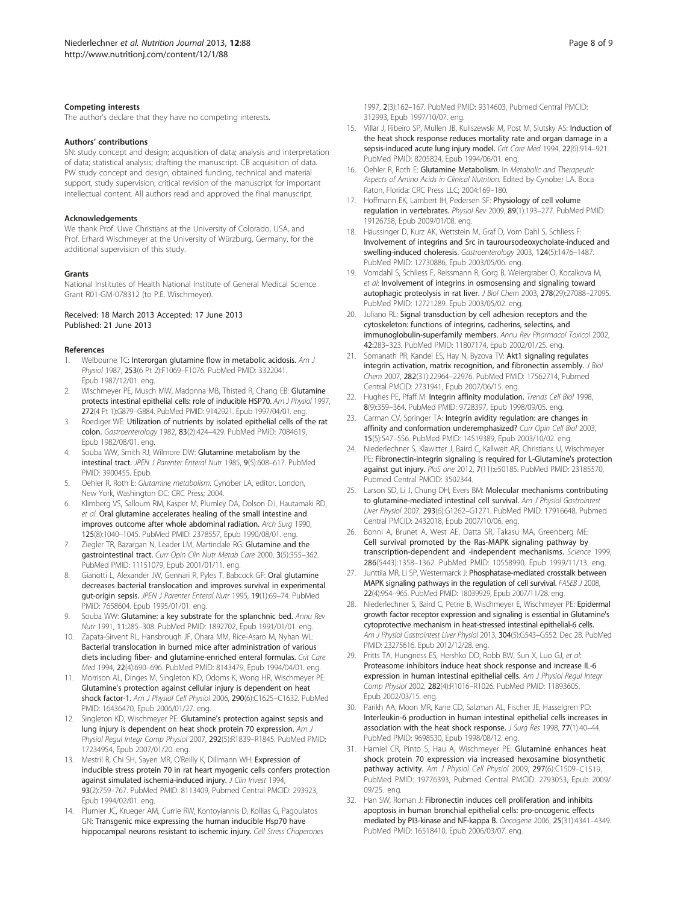### Competing interests

The author's declare that they have no competing interests.

### Authors' contributions

SN: study concept and design; acquisition of data; analysis and interpretation of data; statistical analysis; drafting the manuscript. CB acquisition of data. PW study concept and design, obtained funding, technical and material support, study supervision, critical revision of the manuscript for important intellectual content. All authors read and approved the final manuscript.

### Acknowledgements

We thank Prof. Uwe Christians at the University of Colorado, USA, and Prof. Erhard Wischmeyer at the University of Würzburg, Germany, for the additional supervision of this study.

### Grants

National Institutes of Health National Institute of General Medical Science Grant R01-GM-078312 (to P.E. Wischmeyer).

Received: 18 March 2013 Accepted: 17 June 2013
Published: 21 June 2013

### References

1. Welbourne TC: **Interorgan glutamine flow in metabolic acidosis.** *Am J Physiol* 1987, **253**(6 Pt 2):F1069–F1076. PubMed PMID: 3322041. Epub 1987/12/01. eng.
2. Wischmeyer PE, Musch MW, Madonna MB, Thisted R, Chang EB: **Glutamine protects intestinal epithelial cells: role of inducible HSP70.** *Am J Physiol* 1997, **272**(4 Pt 1):G879–G884. PubMed PMID: 9142921. Epub 1997/04/01. eng.
3. Roediger WE: **Utilization of nutrients by isolated epithelial cells of the rat colon.** *Gastroenterology* 1982, **83**(2):424–429. PubMed PMID: 7084619, Epub 1982/08/01. eng.
4. Souba WW, Smith RJ, Wilmore DW: **Glutamine metabolism by the intestinal tract.** *JPEN J Parenter Enteral Nutr* 1985, **9**(5):608–617. PubMed PMID: 3900455. Epub.
5. Oehler R, Roth E: *Glutamine metabolism*. Cynober LA, editor. London, New York, Washington DC: CRC Press; 2004.
6. Klimberg VS, Salloum RM, Kasper M, Plumley DA, Dolson DJ, Hautamaki RD, *et al*: **Oral glutamine accelerates healing of the small intestine and improves outcome after whole abdominal radiation.** *Arch Surg* 1990, **125**(8):1040–1045. PubMed PMID: 2378557, Epub 1990/08/01. eng.
7. Ziegler TR, Bazargan N, Leader LM, Martindale RG: **Glutamine and the gastrointestinal tract.** *Curr Opin Clin Nutr Metab Care* 2000, **3**(5):355–362. PubMed PMID: 11151079, Epub 2001/01/11. eng.
8. Gianotti L, Alexander JW, Gennari R, Pyles T, Babcock GF: **Oral glutamine decreases bacterial translocation and improves survival in experimental gut-origin sepsis.** *JPEN J Parenter Enteral Nutr* 1995, **19**(1):69–74. PubMed PMID: 7658604. Epub 1995/01/01. eng.
9. Souba WW: **Glutamine: a key substrate for the splanchnic bed.** *Annu Rev Nutr* 1991, **11**:285–308. PubMed PMID: 1892702, Epub 1991/01/01. eng.
10. Zapata-Sirvent RL, Hansbrough JF, Ohara MM, Rice-Asaro M, Nyhan WL: **Bacterial translocation in burned mice after administration of various diets including fiber- and glutamine-enriched enteral formulas.** *Crit Care Med* 1994, **22**(4):690–696. PubMed PMID: 8143479, Epub 1994/04/01. eng.
11. Morrison AL, Dinges M, Singleton KD, Odoms K, Wong HR, Wischmeyer PE: **Glutamine's protection against cellular injury is dependent on heat shock factor-1.** *Am J Physiol Cell Physiol* 2006, **290**(6):C1625–C1632. PubMed PMID: 16436470, Epub 2006/01/27. eng.
12. Singleton KD, Wischmeyer PE: **Glutamine's protection against sepsis and lung injury is dependent on heat shock protein 70 expression.** *Am J Physiol Regul Integr Comp Physiol* 2007, **292**(5):R1839–R1845. PubMed PMID: 17234954, Epub 2007/01/20. eng.
13. Mestril R, Chi SH, Sayen MR, O'Reilly K, Dillmann WH: **Expression of inducible stress protein 70 in rat heart myogenic cells confers protection against simulated ischemia-induced injury.** *J Clin Invest* 1994, **93**(2):759–767. PubMed PMID: 8113409, Pubmed Central PMCID: 293923, Epub 1994/02/01. eng.
14. Plumier JC, Krueger AM, Currie RW, Kontoyiannis D, Kollias G, Pagoulatos GN: **Transgenic mice expressing the human inducible Hsp70 have hippocampal neurons resistant to ischemic injury.** *Cell Stress Chaperones* 1997, **2**(3):162–167. PubMed PMID: 9314603, Pubmed Central PMCID: 312993, Epub 1997/10/07. eng.
15. Villar J, Ribeiro SP, Mullen JB, Kuliszewski M, Post M, Slutsky AS: **Induction of the heat shock response reduces mortality rate and organ damage in a sepsis-induced acute lung injury model.** *Crit Care Med* 1994, **22**(6):914–921. PubMed PMID: 8205824, Epub 1994/06/01. eng.
16. Oehler R, Roth E: **Glutamine Metabolism.** In *Metabolic and Therapeutic Aspects of Amino Acids in Clinical Nutrition*. Edited by Cynober LA. Boca Raton, Florida: CRC Press LLC; 2004:169–180.
17. Hoffmann EK, Lambert IH, Pedersen SF: **Physiology of cell volume regulation in vertebrates.** *Physiol Rev* 2009, **89**(1):193–277. PubMed PMID: 19126758, Epub 2009/01/08. eng.
18. Häussinger D, Kurz AK, Wettstein M, Graf D, Vom Dahl S, Schliess F: **Involvement of integrins and Src in tauroursodeoxycholate-induced and swelling-induced choleresis.** *Gastroenterology* 2003, **124**(5):1476–1487. PubMed PMID: 12730886, Epub 2003/05/06. eng.
19. Vomdahl S, Schliess F, Reissmann R, Gorg B, Weiergraber O, Kocalkova M, *et al*: **Involvement of integrins in osmosensing and signaling toward autophagic proteolysis in rat liver.** *J Biol Chem* 2003, **278**(29):27088–27095. PubMed PMID: 12721289. Epub 2003/05/02. eng.
20. Juliano RL: **Signal transduction by cell adhesion receptors and the cytoskeleton: functions of integrins, cadherins, selectins, and immunoglobulin-superfamily members.** *Annu Rev Pharmacol Toxicol* 2002, **42**:283–323. PubMed PMID: 11807174, Epub 2002/01/25. eng.
21. Somanath PR, Kandel ES, Hay N, Byzova TV: **Akt1 signaling regulates integrin activation, matrix recognition, and fibronectin assembly.** *J Biol Chem* 2007, **282**(31):22964–22976. PubMed PMID: 17562714, Pubmed Central PMCID: 2731941, Epub 2007/06/15. eng.
22. Hughes PE, Pfaff M: **Integrin affinity modulation.** *Trends Cell Biol* 1998, **8**(9):359–364. PubMed PMID: 9728397, Epub 1998/09/05. eng.
23. Carman CV, Springer TA: **Integrin avidity regulation: are changes in affinity and conformation underemphasized?** *Curr Opin Cell Biol* 2003, **15**(5):547–556. PubMed PMID: 14519389, Epub 2003/10/02. eng.
24. Niederlechner S, Klawitter J, Baird C, Kallweit AR, Christians U, Wischmeyer PE: **Fibronectin-integrin signaling is required for L-Glutamine's protection against gut injury.** *PloS one* 2012, **7**(11):e50185. PubMed PMID: 23185570, Pubmed Central PMCID: 3502344.
25. Larson SD, Li J, Chung DH, Evers BM: **Molecular mechanisms contributing to glutamine-mediated intestinal cell survival.** *Am J Physiol Gastrointest Liver Physiol* 2007, **293**(6):G1262–G1271. PubMed PMID: 17916648, Pubmed Central PMCID: 2432018, Epub 2007/10/06. eng.
26. Bonni A, Brunet A, West AE, Datta SR, Takasu MA, Greenberg ME: **Cell survival promoted by the Ras-MAPK signaling pathway by transcription-dependent and -independent mechanisms.** *Science* 1999, **286**(5443):1358–1362. PubMed PMID: 10558990, Epub 1999/11/13. eng.
27. Junttila MR, Li SP, Westermarck J: **Phosphatase-mediated crosstalk between MAPK signaling pathways in the regulation of cell survival.** *FASEB J* 2008, **22**(4):954–965. PubMed PMID: 18039929, Epub 2007/11/28. eng.
28. Niederlechner S, Baird C, Petrie B, Wischmeyer E, Wischmeyer PE: **Epidermal growth factor receptor expression and signaling is essential in Glutamine's cytoprotective mechanism in heat-stressed intestinal epithelial-6 cells.** *Am J Physiol Gastrointest Liver Physiol* 2013, **304**(5):G543–G552. Dec 28. PubMed PMID: 23275616. Epub 2012/12/28. eng.
29. Pritts TA, Hungness ES, Hershko DD, Robb BW, Sun X, Luo GJ, *et al*: **Proteasome inhibitors induce heat shock response and increase IL-6 expression in human intestinal epithelial cells.** *Am J Physiol Regul Integr Comp Physiol* 2002, **282**(4):R1016–R1026. PubMed PMID: 11893605, Epub 2002/03/15. eng.
30. Parikh AA, Moon MR, Kane CD, Salzman AL, Fischer JE, Hasselgren PO: **Interleukin-6 production in human intestinal epithelial cells increases in association with the heat shock response.** *J Surg Res* 1998, **77**(1):40–44. PubMed PMID: 9698530, Epub 1998/08/12. eng.
31. Hamiel CR, Pinto S, Hau A, Wischmeyer PE: **Glutamine enhances heat shock protein 70 expression via increased hexosamine biosynthetic pathway activity.** *Am J Physiol Cell Physiol* 2009, **297**(6):C1509–C1519. PubMed PMID: 19776393, Pubmed Central PMCID: 2793053, Epub 2009/09/25. eng.
32. Han SW, Roman J: **Fibronectin induces cell proliferation and inhibits apoptosis in human bronchial epithelial cells: pro-oncogenic effects mediated by PI3-kinase and NF-kappa B.** *Oncogene* 2006, **25**(31):4341–4349. PubMed PMID: 16518410, Epub 2006/03/07. eng.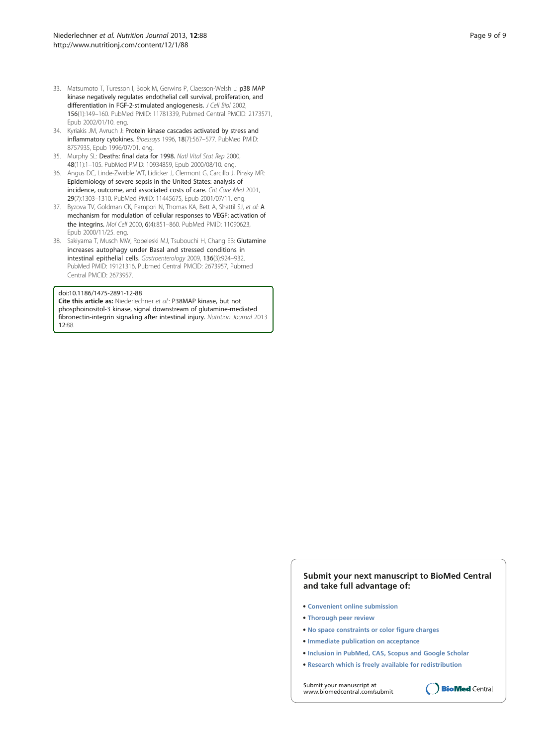33. Matsumoto T, Turesson I, Book M, Gerwins P, Claesson-Welsh L: **p38 MAP kinase negatively regulates endothelial cell survival, proliferation, and differentiation in FGF-2-stimulated angiogenesis.** *J Cell Biol* 2002, **156**(1):149–160. PubMed PMID: 11781339, Pubmed Central PMCID: 2173571, Epub 2002/01/10. eng.
34. Kyriakis JM, Avruch J: **Protein kinase cascades activated by stress and inflammatory cytokines.** *Bioessays* 1996, **18**(7):567–577. PubMed PMID: 8757935, Epub 1996/07/01. eng.
35. Murphy SL: **Deaths: final data for 1998.** *Natl Vital Stat Rep* 2000, **48**(11):1–105. PubMed PMID: 10934859, Epub 2000/08/10. eng.
36. Angus DC, Linde-Zwirble WT, Lidicker J, Clermont G, Carcillo J, Pinsky MR: **Epidemiology of severe sepsis in the United States: analysis of incidence, outcome, and associated costs of care.** *Crit Care Med* 2001, **29**(7):1303–1310. PubMed PMID: 11445675, Epub 2001/07/11. eng.
37. Byzova TV, Goldman CK, Pampori N, Thomas KA, Bett A, Shattil SJ, *et al*: **A mechanism for modulation of cellular responses to VEGF: activation of the integrins.** *Mol Cell* 2000, **6**(4):851–860. PubMed PMID: 11090623, Epub 2000/11/25. eng.
38. Sakiyama T, Musch MW, Ropeleski MJ, Tsubouchi H, Chang EB: **Glutamine increases autophagy under Basal and stressed conditions in intestinal epithelial cells.** *Gastroenterology* 2009, **136**(3):924–932. PubMed PMID: 19121316, Pubmed Central PMCID: 2673957, Pubmed Central PMCID: 2673957.

doi:10.1186/1475-2891-12-88
**Cite this article as:** Niederlechner *et al.*: P38MAP kinase, but not phosphoinositol-3 kinase, signal downstream of glutamine-mediated fibronectin-integrin signaling after intestinal injury. *Nutrition Journal* 2013 **12**:88.